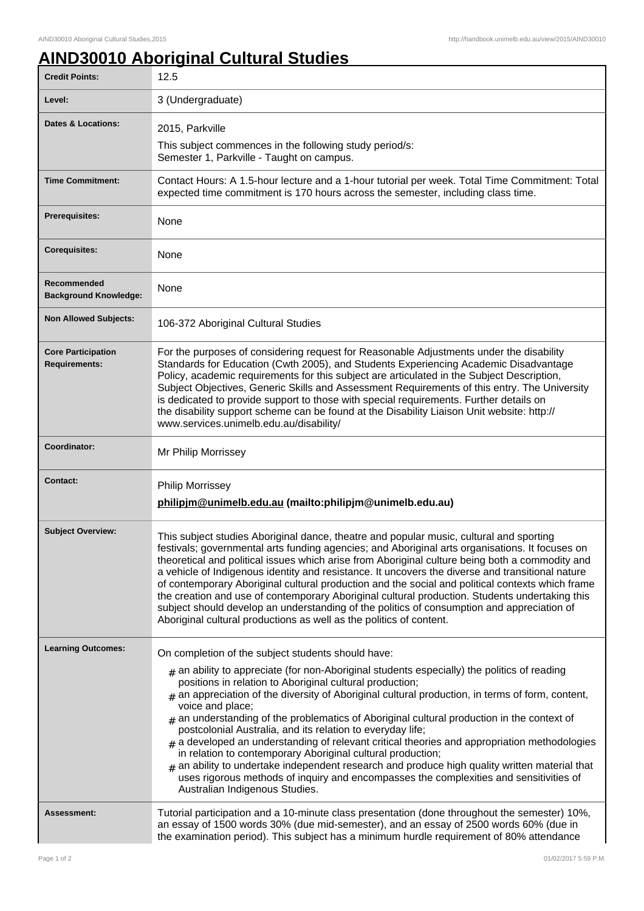# AIND30010 Aboriginal Cultural Studies

| | |
|---|---|
| **Credit Points:** | 12.5 |
| **Level:** | 3 (Undergraduate) |
| **Dates & Locations:** | 2015, Parkville<br>This subject commences in the following study period/s:<br>Semester 1, Parkville - Taught on campus. |
| **Time Commitment:** | Contact Hours: A 1.5-hour lecture and a 1-hour tutorial per week. Total Time Commitment: Total expected time commitment is 170 hours across the semester, including class time. |
| **Prerequisites:** | None |
| **Corequisites:** | None |
| **Recommended Background Knowledge:** | None |
| **Non Allowed Subjects:** | 106-372 Aboriginal Cultural Studies |
| **Core Participation Requirements:** | For the purposes of considering request for Reasonable Adjustments under the disability Standards for Education (Cwth 2005), and Students Experiencing Academic Disadvantage Policy, academic requirements for this subject are articulated in the Subject Description, Subject Objectives, Generic Skills and Assessment Requirements of this entry. The University is dedicated to provide support to those with special requirements. Further details on the disability support scheme can be found at the Disability Liaison Unit website: http://www.services.unimelb.edu.au/disability/ |
| **Coordinator:** | Mr Philip Morrissey |
| **Contact:** | Philip Morrissey<br>**philipjm@unimelb.edu.au (mailto:philipjm@unimelb.edu.au)** |
| **Subject Overview:** | This subject studies Aboriginal dance, theatre and popular music, cultural and sporting festivals; governmental arts funding agencies; and Aboriginal arts organisations. It focuses on theoretical and political issues which arise from Aboriginal culture being both a commodity and a vehicle of Indigenous identity and resistance. It uncovers the diverse and transitional nature of contemporary Aboriginal cultural production and the social and political contexts which frame the creation and use of contemporary Aboriginal cultural production. Students undertaking this subject should develop an understanding of the politics of consumption and appreciation of Aboriginal cultural productions as well as the politics of content. |
| **Learning Outcomes:** | On completion of the subject students should have:<br># an ability to appreciate (for non-Aboriginal students especially) the politics of reading positions in relation to Aboriginal cultural production;<br># an appreciation of the diversity of Aboriginal cultural production, in terms of form, content, voice and place;<br># an understanding of the problematics of Aboriginal cultural production in the context of postcolonial Australia, and its relation to everyday life;<br># a developed an understanding of relevant critical theories and appropriation methodologies in relation to contemporary Aboriginal cultural production;<br># an ability to undertake independent research and produce high quality written material that uses rigorous methods of inquiry and encompasses the complexities and sensitivities of Australian Indigenous Studies. |
| **Assessment:** | Tutorial participation and a 10-minute class presentation (done throughout the semester) 10%, an essay of 1500 words 30% (due mid-semester), and an essay of 2500 words 60% (due in the examination period). This subject has a minimum hurdle requirement of 80% attendance |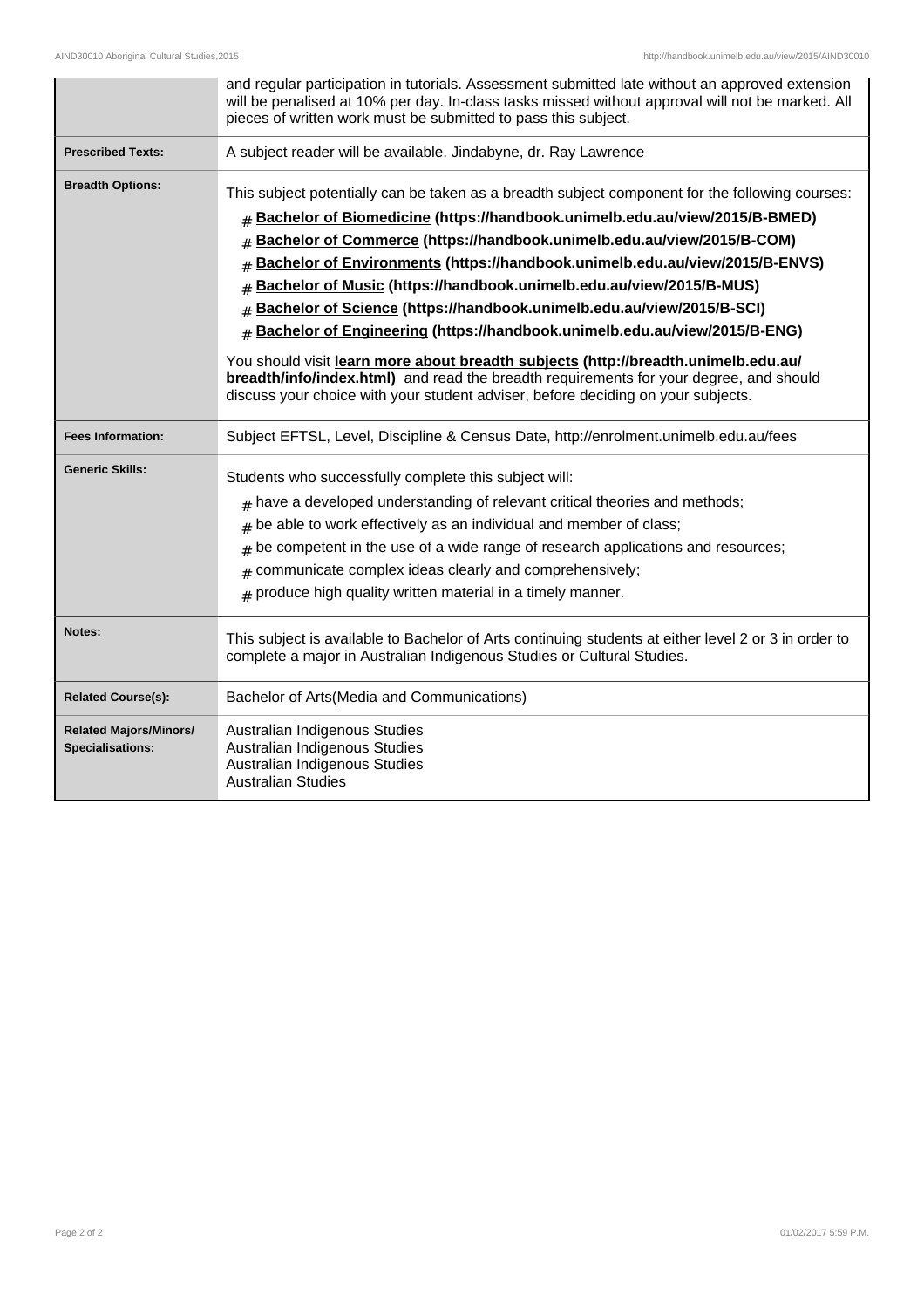| | |
|---|---|
| | and regular participation in tutorials. Assessment submitted late without an approved extension will be penalised at 10% per day. In-class tasks missed without approval will not be marked. All pieces of written work must be submitted to pass this subject. |
| **Prescribed Texts:** | A subject reader will be available. Jindabyne, dr. Ray Lawrence |
| **Breadth Options:** | This subject potentially can be taken as a breadth subject component for the following courses:<br># **Bachelor of Biomedicine (https://handbook.unimelb.edu.au/view/2015/B-BMED)**<br># **Bachelor of Commerce (https://handbook.unimelb.edu.au/view/2015/B-COM)**<br># **Bachelor of Environments (https://handbook.unimelb.edu.au/view/2015/B-ENVS)**<br># **Bachelor of Music (https://handbook.unimelb.edu.au/view/2015/B-MUS)**<br># **Bachelor of Science (https://handbook.unimelb.edu.au/view/2015/B-SCI)**<br># **Bachelor of Engineering (https://handbook.unimelb.edu.au/view/2015/B-ENG)**<br>You should visit **learn more about breadth subjects (http://breadth.unimelb.edu.au/breadth/info/index.html)** and read the breadth requirements for your degree, and should discuss your choice with your student adviser, before deciding on your subjects. |
| **Fees Information:** | Subject EFTSL, Level, Discipline & Census Date, http://enrolment.unimelb.edu.au/fees |
| **Generic Skills:** | Students who successfully complete this subject will:<br># have a developed understanding of relevant critical theories and methods;<br># be able to work effectively as an individual and member of class;<br># be competent in the use of a wide range of research applications and resources;<br># communicate complex ideas clearly and comprehensively;<br># produce high quality written material in a timely manner. |
| **Notes:** | This subject is available to Bachelor of Arts continuing students at either level 2 or 3 in order to complete a major in Australian Indigenous Studies or Cultural Studies. |
| **Related Course(s):** | Bachelor of Arts(Media and Communications) |
| **Related Majors/Minors/ Specialisations:** | Australian Indigenous Studies<br>Australian Indigenous Studies<br>Australian Indigenous Studies<br>Australian Studies |